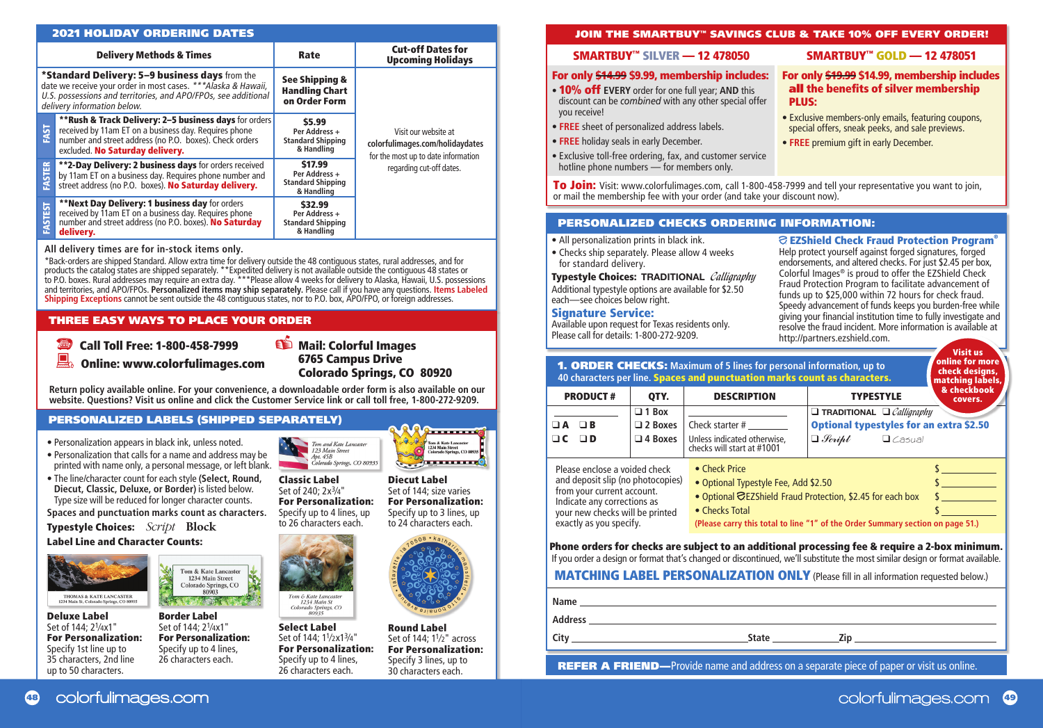## 2021 HOLIDAY ORDERING DATES

| Delivery Methods & Times | Rate | Cut-off Dates for Upcoming Holidays |
|---|---|---|
| ***Standard Delivery: 5–9 business days** from the date we receive your order in most cases. *\*\*\*Alaska & Hawaii, U.S. possessions and territories, and APO/FPOs, see additional delivery information below.* | **See Shipping & Handling Chart on Order Form** | Visit our website at **colorfulimages.com/holidaydates** for the most up to date information regarding cut-off dates. |
| FAST — **\*\*Rush & Track Delivery: 2–5 business days** for orders received by 11am ET on a business day. Requires phone number and street address (no P.O. boxes). Check orders excluded. **No Saturday delivery.** | **$5.99** Per Address + Standard Shipping & Handling | |
| FASTER — **\*\*2-Day Delivery: 2 business days** for orders received by 11am ET on a business day. Requires phone number and street address (no P.O. boxes). **No Saturday delivery.** | **$17.99** Per Address + Standard Shipping & Handling | |
| FASTEST — **\*\*Next Day Delivery: 1 business day** for orders received by 11am ET on a business day. Requires phone number and street address (no P.O. boxes). **No Saturday delivery.** | **$32.99** Per Address + Standard Shipping & Handling | |

**All delivery times are for in-stock items only.**

*Back-orders are shipped Standard. Allow extra time for delivery outside the 48 contiguous states, rural addresses, and for products the catalog states are shipped separately. **Expedited delivery is not available outside the contiguous 48 states or to P.O. boxes. Rural addresses may require an extra day. ***Please allow 4 weeks for delivery to Alaska, Hawaii, U.S. possessions and territories, and APO/FPOs. **Personalized items may ship separately.** Please call if you have any questions. **Items Labeled Shipping Exceptions** cannot be sent outside the 48 contiguous states, nor to P.O. box, APO/FPO, or foreign addresses.

## THREE EASY WAYS TO PLACE YOUR ORDER

**Call Toll Free: 1-800-458-7999**

**Online: www.colorfulimages.com**

**Mail: Colorful Images**
**6765 Campus Drive**
**Colorado Springs, CO 80920**

**Return policy available online. For your convenience, a downloadable order form is also available on our website. Questions? Visit us online and click the Customer Service link or call toll free, 1-800-272-9209.**

## PERSONALIZED LABELS (SHIPPED SEPARATELY)

- Personalization appears in black ink, unless noted.
- Personalization that calls for a name and address may be printed with name only, a personal message, or left blank.
- The line/character count for each style **(Select, Round, Diecut, Classic, Deluxe, or Border)** is listed below. Type size will be reduced for longer character counts.

**Spaces and punctuation marks count as characters.**

**Typestyle Choices:** *Script* **Block**

**Label Line and Character Counts:**

**Classic Label**
Set of 240; 2x3/4"
**For Personalization:** Specify up to 4 lines, up to 26 characters each.

**Diecut Label**
Set of 144; size varies
**For Personalization:** Specify up to 3 lines, up to 24 characters each.

**Deluxe Label**
Set of 144; 2 1/4x1"
**For Personalization:** Specify 1st line up to 35 characters, 2nd line up to 50 characters.

**Border Label**
Set of 144; 2 1/4x1"
**For Personalization:** Specify up to 4 lines, 26 characters each.

**Select Label**
Set of 144; 1 1/2x1 3/4"
**For Personalization:** Specify up to 4 lines, 26 characters each.

**Round Label**
Set of 144; 1 1/2" across
**For Personalization:** Specify 3 lines, up to 30 characters each.

## JOIN THE SMARTBUY™ SAVINGS CLUB & TAKE 10% OFF EVERY ORDER!

### SMARTBUY™ SILVER — 12 478050

**For only ~~$14.99~~ $9.99, membership includes:**

- **10% off** EVERY order for one full year; AND this discount can be *combined* with any other special offer you receive!
- **FREE** sheet of personalized address labels.
- **FREE** holiday seals in early December.
- Exclusive members-only toll-free ordering, fax, and customer service hotline phone numbers — for members only.

### SMARTBUY™ GOLD — 12 478051

**For only ~~$19.99~~ $14.99, membership includes all the benefits of silver membership PLUS:**

- Exclusive members-only emails, featuring coupons, special offers, sneak peeks, and sale previews.
- **FREE** premium gift in early December.

**To Join:** Visit: www.colorfulimages.com, call 1-800-458-7999 and tell your representative you want to join, or mail the membership fee with your order (and take your discount now).

## PERSONALIZED CHECKS ORDERING INFORMATION:

- All personalization prints in black ink.
- Checks ship separately. Please allow 4 weeks for standard delivery.

**Typestyle Choices: TRADITIONAL** *Calligraphy*
Additional typestyle options are available for $2.50 each—see choices below right.

**Signature Service:**
Available upon request for Texas residents only. Please call for details: 1-800-272-9209.

**EZShield Check Fraud Protection Program®**
Help protect yourself against forged signatures, forged endorsements, and altered checks. For just $2.45 per box, Colorful Images® is proud to offer the EZShield Check Fraud Protection Program to facilitate advancement of funds up to $25,000 within 72 hours for check fraud. Speedy advancement of funds keeps you burden-free while giving your financial institution time to fully investigate and resolve the fraud incident. More information is available at http://partners.ezshield.com.

**1. ORDER CHECKS:** Maximum of 5 lines for personal information, up to 40 characters per line. **Spaces and punctuation marks count as characters.**

Visit us online for more check designs, matching labels, & checkbook covers.

| PRODUCT # | QTY. | DESCRIPTION | TYPESTYLE |
|---|---|---|---|
| ❑ A ❑ B ❑ C ❑ D | ❑ 1 Box ❑ 2 Boxes ❑ 4 Boxes | Check starter # ________ Unless indicated otherwise, checks will start at #1001 | ❑ TRADITIONAL ❑ *Calligraphy* **Optional typestyles for an extra $2.50** ❑ *Script* ❑ Casual |

Please enclose a voided check and deposit slip (no photocopies) from your current account. Indicate any corrections as your new checks will be printed exactly as you specify.

- Check Price $ ________
- Optional Typestyle Fee, Add $2.50 $ ________
- Optional EZShield Fraud Protection, $2.45 for each box $ ________
- Checks Total $ ________

(Please carry this total to line "1" of the Order Summary section on page 51.)

**Phone orders for checks are subject to an additional processing fee & require a 2-box minimum.**
If you order a design or format that's changed or discontinued, we'll substitute the most similar design or format available.

**MATCHING LABEL PERSONALIZATION ONLY** (Please fill in all information requested below.)

Name ________________________________

Address ________________________________

City ________________ State ________ Zip ________________

**REFER A FRIEND—**Provide name and address on a separate piece of paper or visit us online.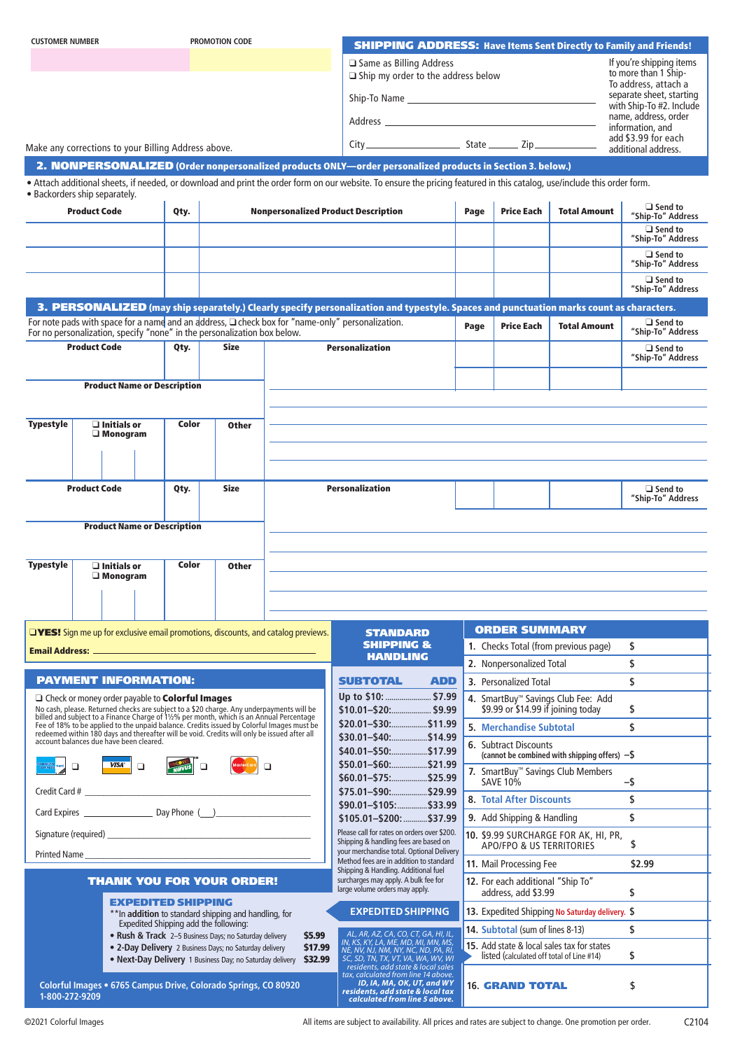CUSTOMER NUMBER | PROMOTION CODE

Make any corrections to your Billing Address above.

## SHIPPING ADDRESS: Have Items Sent Directly to Family and Friends!

❑ Same as Billing Address
❑ Ship my order to the address below

Ship-To Name ____________________

Address ____________________

City ____________ State ______ Zip ________

If you're shipping items to more than 1 Ship-To address, attach a separate sheet, starting with Ship-To #2. Include name, address, order information, and add $3.99 for each additional address.

## 2. NONPERSONALIZED (Order nonpersonalized products ONLY—order personalized products in Section 3. below.)

- Attach additional sheets, if needed, or download and print the order form on our website. To ensure the pricing featured in this catalog, use/include this order form.
- Backorders ship separately.

| Product Code | Qty. | Nonpersonalized Product Description | Page | Price Each | Total Amount | |
|---|---|---|---|---|---|---|
| | | | | | | ❑ Send to "Ship-To" Address |
| | | | | | | ❑ Send to "Ship-To" Address |
| | | | | | | ❑ Send to "Ship-To" Address |
| | | | | | | ❑ Send to "Ship-To" Address |

## 3. PERSONALIZED (may ship separately.) Clearly specify personalization and typestyle. Spaces and punctuation marks count as characters.

For note pads with space for a name and an address, ❑ check box for "name-only" personalization.
For no personalization, specify "none" in the personalization box below.

| Product Code | Qty. | Size | Personalization | Page | Price Each | Total Amount | |
|---|---|---|---|---|---|---|---|
| | | | | | | | ❑ Send to "Ship-To" Address |
| | | | | | | | ❑ Send to "Ship-To" Address |

Product Name or Description

| Typestyle | ❑ Initials or ❑ Monogram | Color | Other |
|---|---|---|---|
| | | | |

| Product Code | Qty. | Size | Personalization | Page | Price Each | Total Amount | |
|---|---|---|---|---|---|---|---|
| | | | | | | | ❑ Send to "Ship-To" Address |

Product Name or Description

| Typestyle | ❑ Initials or ❑ Monogram | Color | Other |
|---|---|---|---|
| | | | |

❑ **YES!** Sign me up for exclusive email promotions, discounts, and catalog previews.

**Email Address:** ____________________

## PAYMENT INFORMATION:

❑ Check or money order payable to **Colorful Images**

No cash, please. Returned checks are subject to a $20 charge. Any underpayments will be billed and subject to a Finance Charge of 1½% per month, which is an Annual Percentage Fee of 18% to be applied to the unpaid balance. Credits issued by Colorful Images must be redeemed within 180 days and thereafter will be void. Credits will only be issued after all account balances due have been cleared.

❑ American Express ❑ VISA ❑ Discover Novus ❑ MasterCard

Credit Card # ____________________

Card Expires ____________ Day Phone ( ) ____________

Signature (required) ____________________

Printed Name ____________________

## THANK YOU FOR YOUR ORDER!

### EXPEDITED SHIPPING

**In addition to standard shipping and handling, for Expedited Shipping add the following:

- **Rush & Track** 2–5 Business Days; no Saturday delivery **$5.99**
- **2-Day Delivery** 2 Business Days; no Saturday delivery **$17.99**
- **Next-Day Delivery** 1 Business Day; no Saturday delivery **$32.99**

**Colorful Images • 6765 Campus Drive, Colorado Springs, CO 80920**
**1-800-272-9209**

## STANDARD SHIPPING & HANDLING

| SUBTOTAL | ADD |
|---|---|
| Up to $10: | $7.99 |
| $10.01–$20: | $9.99 |
| $20.01–$30: | $11.99 |
| $30.01–$40: | $14.99 |
| $40.01–$50: | $17.99 |
| $50.01–$60: | $21.99 |
| $60.01–$75: | $25.99 |
| $75.01–$90: | $29.99 |
| $90.01–$105: | $33.99 |
| $105.01–$200: | $37.99 |

Please call for rates on orders over $200. Shipping & handling fees are based on your merchandise total. Optional Delivery Method fees are in addition to standard Shipping & Handling. Additional fuel surcharges may apply. A bulk fee for large volume orders may apply.

**EXPEDITED SHIPPING**

*AL, AR, AZ, CA, CO, CT, GA, HI, IL, IN, KS, KY, LA, ME, MD, MI, MN, MS, NE, NV, NJ, NM, NY, NC, ND, PA, RI, SC, SD, TN, TX, VT, VA, WA, WV, WI residents, add state & local sales tax, calculated from line 14 above.*
***ID, IA, MA, OK, UT, and WY residents, add state & local tax calculated from line 5 above.***

## ORDER SUMMARY

| | | |
|---|---|---|
| 1. | Checks Total (from previous page) | $ |
| 2. | Nonpersonalized Total | $ |
| 3. | Personalized Total | $ |
| 4. | SmartBuy™ Savings Club Fee: Add $9.99 or $14.99 if joining today | $ |
| 5. | **Merchandise Subtotal** | $ |
| 6. | Subtract Discounts (cannot be combined with shipping offers) | –$ |
| 7. | SmartBuy™ Savings Club Members SAVE 10% | –$ |
| 8. | **Total After Discounts** | $ |
| 9. | Add Shipping & Handling | $ |
| 10. | $9.99 SURCHARGE FOR AK, HI, PR, APO/FPO & US TERRITORIES | $ |
| 11. | Mail Processing Fee | $2.99 |
| 12. | For each additional "Ship To" address, add $3.99 | $ |
| 13. | Expedited Shipping No Saturday delivery. | $ |
| 14. | **Subtotal** (sum of lines 8-13) | $ |
| 15. | Add state & local sales tax for states listed (calculated off total of Line #14) | $ |
| 16. | **GRAND TOTAL** | $ |

©2021 Colorful Images

All items are subject to availability. All prices and rates are subject to change. One promotion per order.

C2104